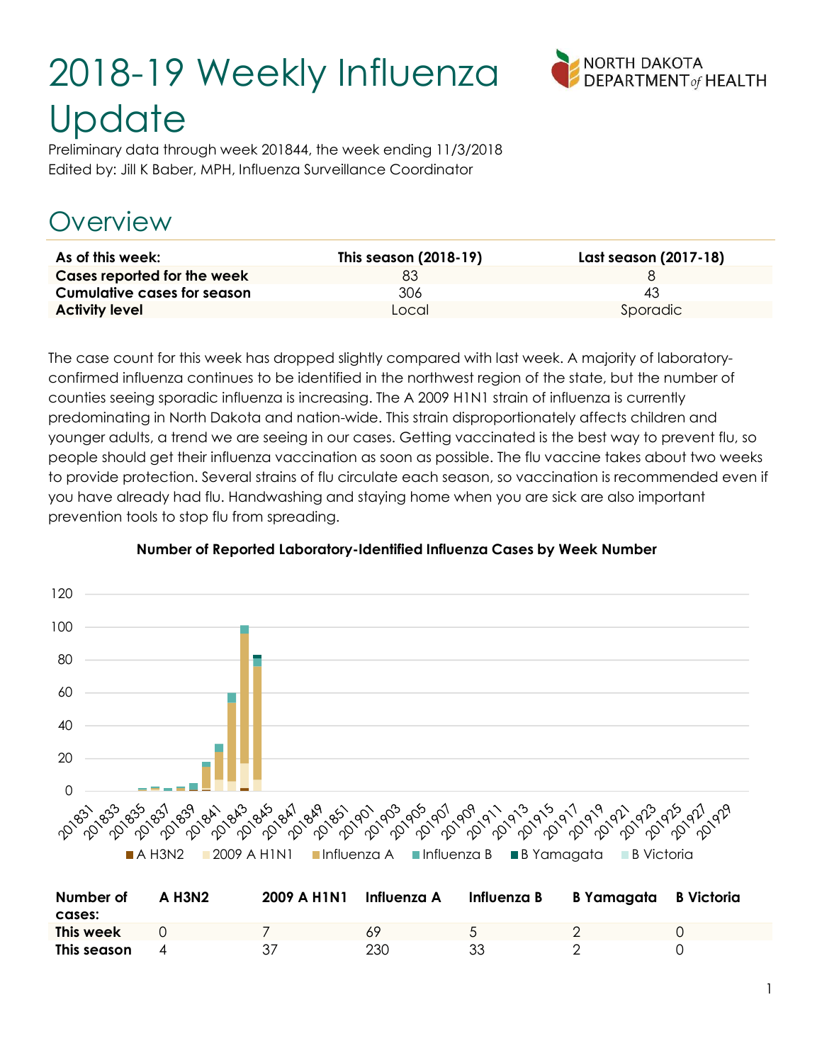# 2018-19 Weekly Influenza Update

Preliminary data through week 201844, the week ending 11/3/2018
Edited by: Jill K Baber, MPH, Influenza Surveillance Coordinator

## Overview

| As of this week: | This season (2018-19) | Last season (2017-18) |
|---|---|---|
| Cases reported for the week | 83 | 8 |
| Cumulative cases for season | 306 | 43 |
| Activity level | Local | Sporadic |

The case count for this week has dropped slightly compared with last week. A majority of laboratory-confirmed influenza continues to be identified in the northwest region of the state, but the number of counties seeing sporadic influenza is increasing. The A 2009 H1N1 strain of influenza is currently predominating in North Dakota and nation-wide. This strain disproportionately affects children and younger adults, a trend we are seeing in our cases. Getting vaccinated is the best way to prevent flu, so people should get their influenza vaccination as soon as possible. The flu vaccine takes about two weeks to provide protection. Several strains of flu circulate each season, so vaccination is recommended even if you have already had flu. Handwashing and staying home when you are sick are also important prevention tools to stop flu from spreading.

**Number of Reported Laboratory-Identified Influenza Cases by Week Number**

| Number of cases: | A H3N2 | 2009 A H1N1 | Influenza A | Influenza B | B Yamagata | B Victoria |
|---|---|---|---|---|---|---|
| This week | 0 | 7 | 69 | 5 | 2 | 0 |
| This season | 4 | 37 | 230 | 33 | 2 | 0 |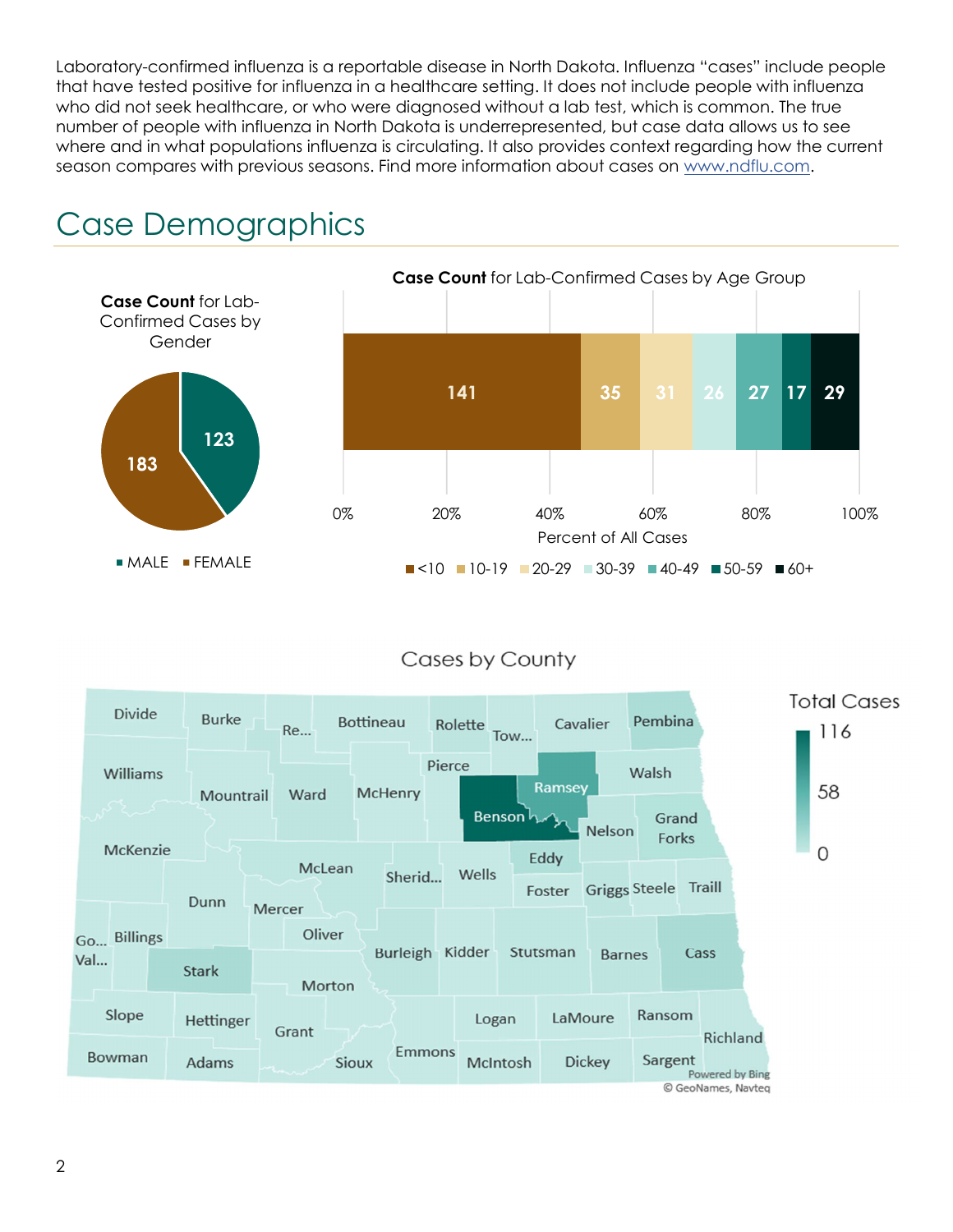Laboratory-confirmed influenza is a reportable disease in North Dakota. Influenza "cases" include people that have tested positive for influenza in a healthcare setting. It does not include people with influenza who did not seek healthcare, or who were diagnosed without a lab test, which is common. The true number of people with influenza in North Dakota is underrepresented, but case data allows us to see where and in what populations influenza is circulating. It also provides context regarding how the current season compares with previous seasons. Find more information about cases on www.ndflu.com.

# Case Demographics

**Case Count** for Lab-Confirmed Cases by Gender

| Gender | Cases |
|---|---|
| MALE | 123 |
| FEMALE | 183 |

**Case Count** for Lab-Confirmed Cases by Age Group

| Age Group | Cases |
|---|---|
| <10 | 141 |
| 10-19 | 35 |
| 20-29 | 31 |
| 30-39 | 26 |
| 40-49 | 27 |
| 50-59 | 17 |
| 60+ | 29 |

Percent of All Cases

Cases by County

Total Cases: 0 – 58 – 116

Divide, Burke, Re..., Bottineau, Rolette, Tow..., Cavalier, Pembina, Williams, Mountrail, Ward, McHenry, Pierce, Ramsey, Walsh, Benson, Nelson, Grand Forks, McKenzie, McLean, Sherid..., Wells, Eddy, Foster, Griggs, Steele, Traill, Dunn, Mercer, Oliver, Go... Val..., Billings, Stark, Morton, Burleigh, Kidder, Stutsman, Barnes, Cass, Slope, Hettinger, Grant, Logan, LaMoure, Ransom, Richland, Bowman, Adams, Sioux, Emmons, McIntosh, Dickey, Sargent

Powered by Bing
© GeoNames, Navteq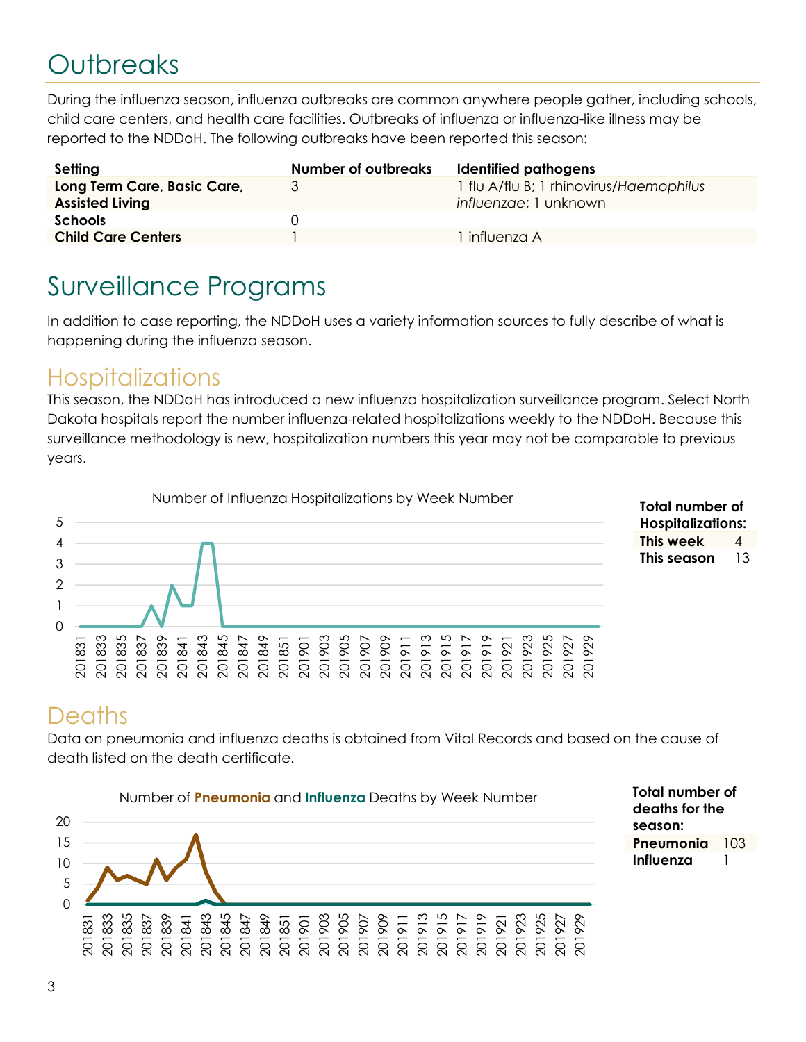# Outbreaks

During the influenza season, influenza outbreaks are common anywhere people gather, including schools, child care centers, and health care facilities. Outbreaks of influenza or influenza-like illness may be reported to the NDDoH. The following outbreaks have been reported this season:

| Setting | Number of outbreaks | Identified pathogens |
|---|---|---|
| **Long Term Care, Basic Care, Assisted Living** | 3 | 1 flu A/flu B; 1 rhinovirus/*Haemophilus influenzae*; 1 unknown |
| **Schools** | 0 | |
| **Child Care Centers** | 1 | 1 influenza A |

# Surveillance Programs

In addition to case reporting, the NDDoH uses a variety information sources to fully describe of what is happening during the influenza season.

## Hospitalizations

This season, the NDDoH has introduced a new influenza hospitalization surveillance program. Select North Dakota hospitals report the number influenza-related hospitalizations weekly to the NDDoH. Because this surveillance methodology is new, hospitalization numbers this year may not be comparable to previous years.

Number of Influenza Hospitalizations by Week Number

| Total number of Hospitalizations: | |
|---|---|
| **This week** | 4 |
| **This season** | 13 |

## Deaths

Data on pneumonia and influenza deaths is obtained from Vital Records and based on the cause of death listed on the death certificate.

Number of **Pneumonia** and **Influenza** Deaths by Week Number

| Total number of deaths for the season: | |
|---|---|
| **Pneumonia** | 103 |
| **Influenza** | 1 |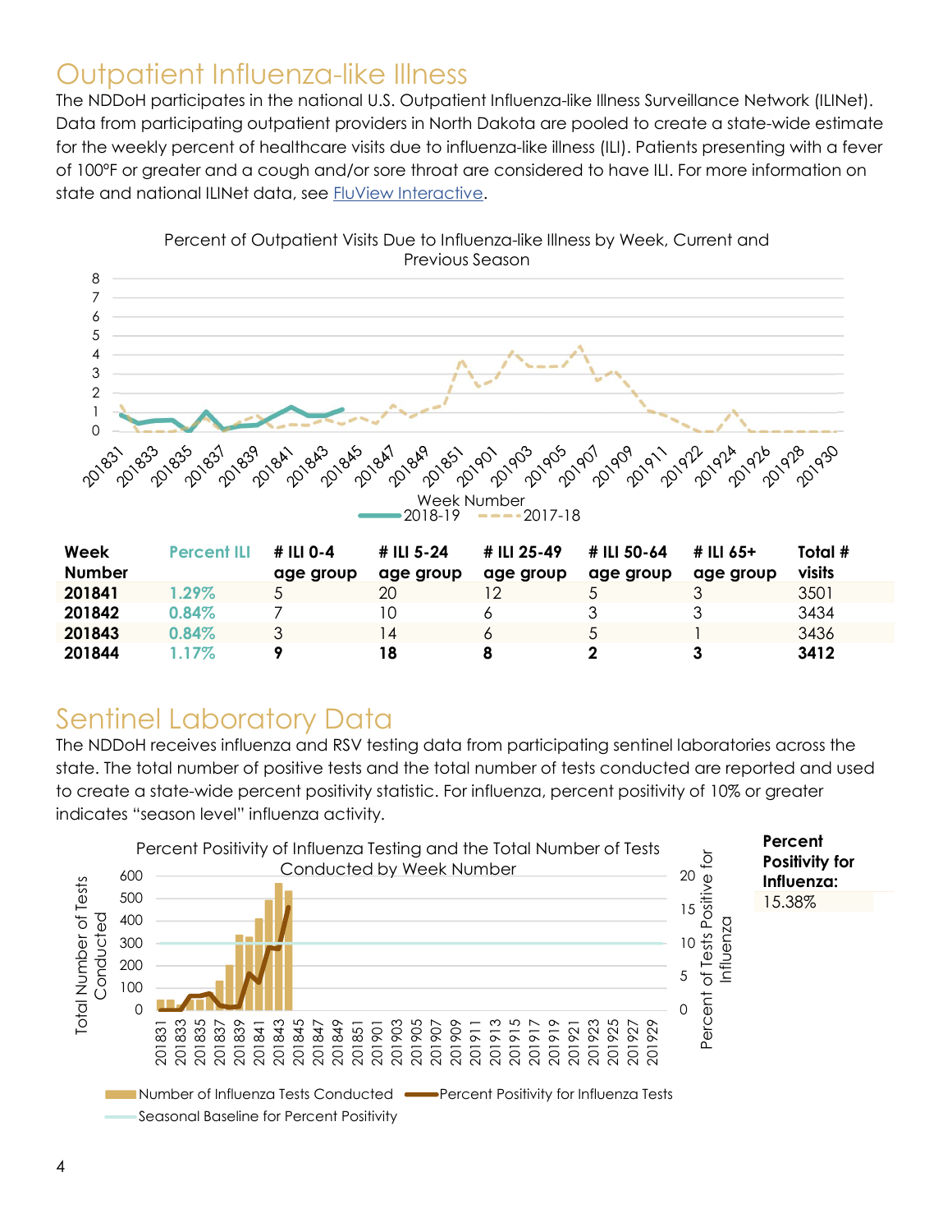# Outpatient Influenza-like Illness

The NDDoH participates in the national U.S. Outpatient Influenza-like Illness Surveillance Network (ILINet). Data from participating outpatient providers in North Dakota are pooled to create a state-wide estimate for the weekly percent of healthcare visits due to influenza-like illness (ILI). Patients presenting with a fever of 100°F or greater and a cough and/or sore throat are considered to have ILI. For more information on state and national ILINet data, see FluView Interactive.

Percent of Outpatient Visits Due to Influenza-like Illness by Week, Current and Previous Season

| Week Number | Percent ILI | # ILI 0-4 age group | # ILI 5-24 age group | # ILI 25-49 age group | # ILI 50-64 age group | # ILI 65+ age group | Total # visits |
|---|---|---|---|---|---|---|---|
| **201841** | 1.29% | 5 | 20 | 12 | 5 | 3 | 3501 |
| **201842** | 0.84% | 7 | 10 | 6 | 3 | 3 | 3434 |
| **201843** | 0.84% | 3 | 14 | 6 | 5 | 1 | 3436 |
| **201844** | 1.17% | **9** | **18** | **8** | **2** | **3** | **3412** |

# Sentinel Laboratory Data

The NDDoH receives influenza and RSV testing data from participating sentinel laboratories across the state. The total number of positive tests and the total number of tests conducted are reported and used to create a state-wide percent positivity statistic. For influenza, percent positivity of 10% or greater indicates "season level" influenza activity.

Percent Positivity of Influenza Testing and the Total Number of Tests Conducted by Week Number

| **Percent Positivity for Influenza:** |
|---|
| 15.38% |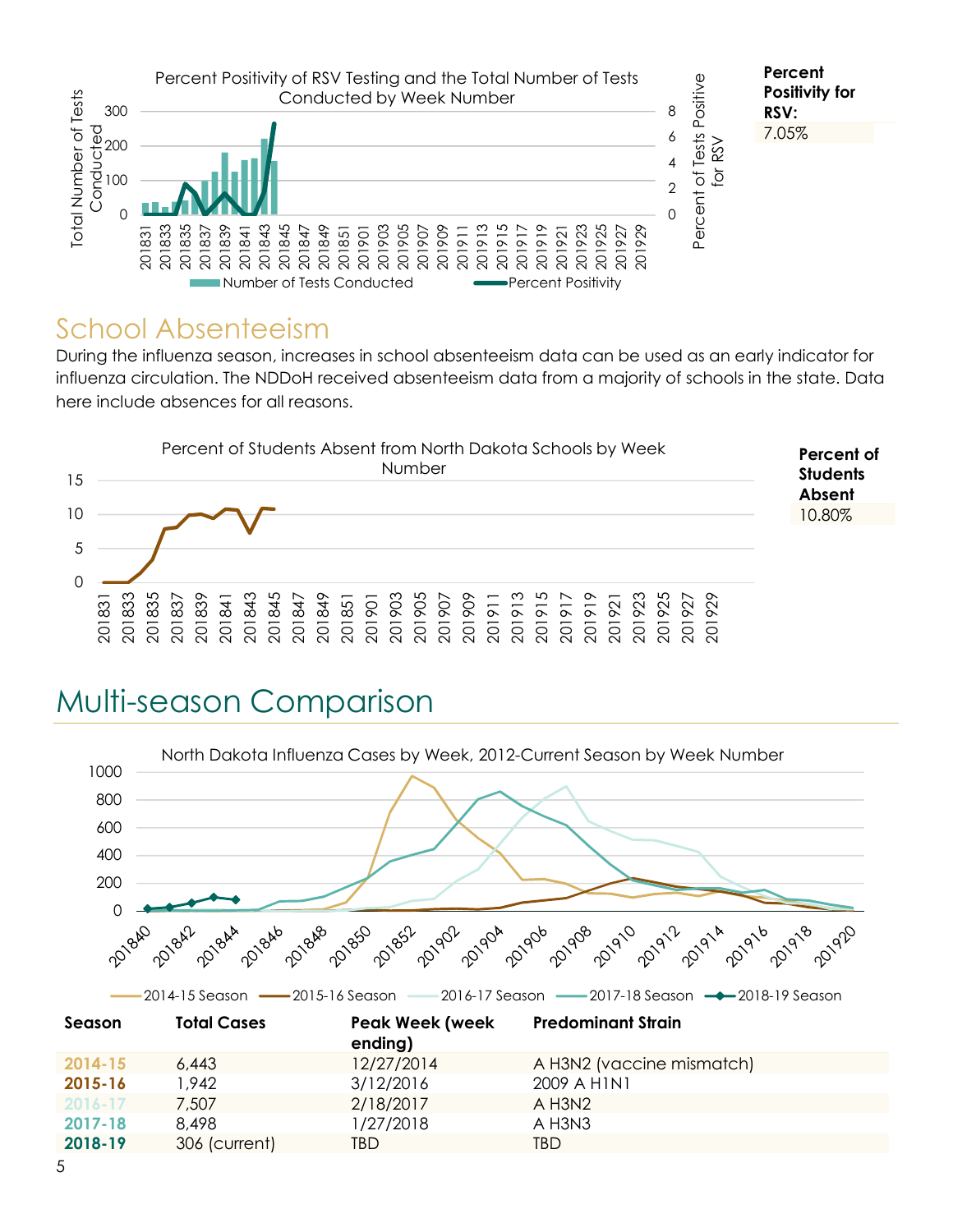Percent Positivity of RSV Testing and the Total Number of Tests Conducted by Week Number

**Percent Positivity for RSV:**

7.05%

## School Absenteeism

During the influenza season, increases in school absenteeism data can be used as an early indicator for influenza circulation. The NDDoH received absenteeism data from a majority of schools in the state. Data here include absences for all reasons.

Percent of Students Absent from North Dakota Schools by Week Number

**Percent of Students Absent**

10.80%

# Multi-season Comparison

North Dakota Influenza Cases by Week, 2012-Current Season by Week Number

| Season | Total Cases | Peak Week (week ending) | Predominant Strain |
| --- | --- | --- | --- |
| 2014-15 | 6,443 | 12/27/2014 | A H3N2 (vaccine mismatch) |
| 2015-16 | 1,942 | 3/12/2016 | 2009 A H1N1 |
| 2016-17 | 7,507 | 2/18/2017 | A H3N2 |
| 2017-18 | 8,498 | 1/27/2018 | A H3N3 |
| 2018-19 | 306 (current) | TBD | TBD |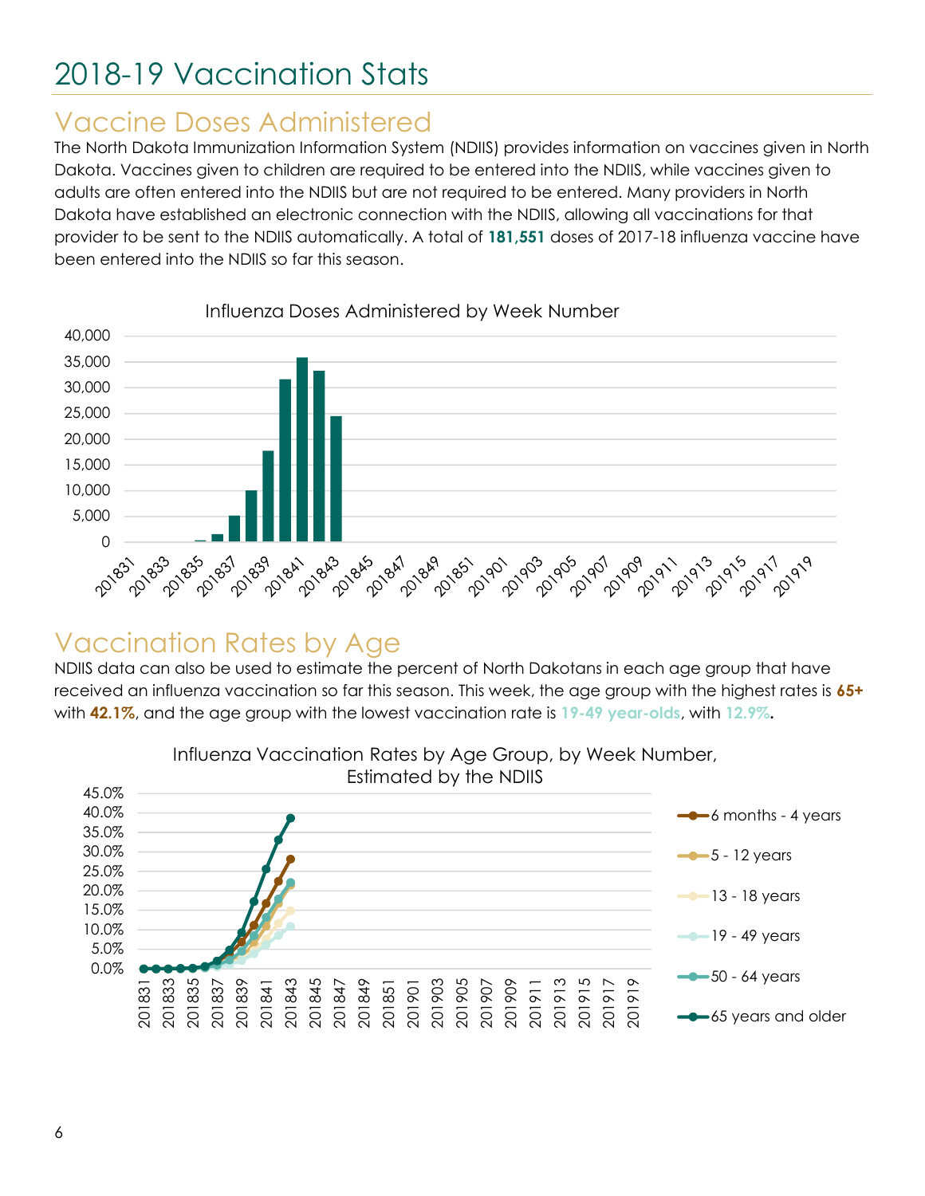# 2018-19 Vaccination Stats

## Vaccine Doses Administered

The North Dakota Immunization Information System (NDIIS) provides information on vaccines given in North Dakota. Vaccines given to children are required to be entered into the NDIIS, while vaccines given to adults are often entered into the NDIIS but are not required to be entered. Many providers in North Dakota have established an electronic connection with the NDIIS, allowing all vaccinations for that provider to be sent to the NDIIS automatically. A total of **181,551** doses of 2017-18 influenza vaccine have been entered into the NDIIS so far this season.

Influenza Doses Administered by Week Number

40,000
35,000
30,000
25,000
20,000
15,000
10,000
5,000
0

201831 201833 201835 201837 201839 201841 201843 201845 201847 201849 201851 201901 201903 201905 201907 201909 201911 201913 201915 201917 201919

## Vaccination Rates by Age

NDIIS data can also be used to estimate the percent of North Dakotans in each age group that have received an influenza vaccination so far this season. This week, the age group with the highest rates is **65+** with **42.1%**, and the age group with the lowest vaccination rate is **19-49 year-olds**, with **12.9%.**

Influenza Vaccination Rates by Age Group, by Week Number, Estimated by the NDIIS

45.0%
40.0%
35.0%
30.0%
25.0%
20.0%
15.0%
10.0%
5.0%
0.0%

201831 201833 201835 201837 201839 201841 201843 201845 201847 201849 201851 201901 201903 201905 201907 201909 201911 201913 201915 201917 201919

6 months - 4 years
5 - 12 years
13 - 18 years
19 - 49 years
50 - 64 years
65 years and older